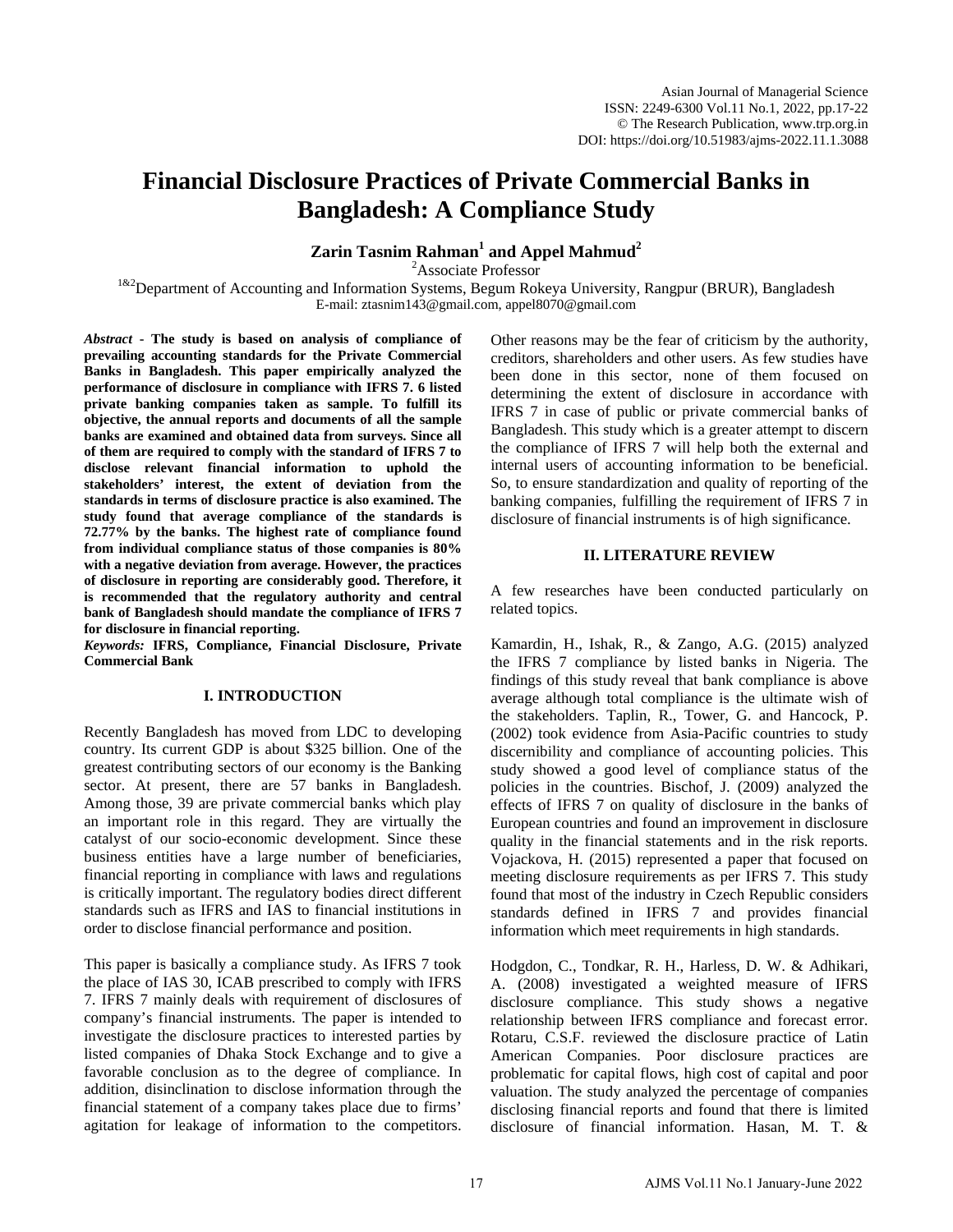# Financial Disclosure Practices of Private Commercial Banks in Bangladesh: A Compliance Study

**Zarin Tasnim Rahman[1] and Appel Mahmud[2]**

[2]Associate Professor

[1&2]Department of Accounting and Information Systems, Begum Rokeya University, Rangpur (BRUR), Bangladesh

E-mail: ztasnim143@gmail.com, appel8070@gmail.com

***Abstract*** - **The study is based on analysis of compliance of prevailing accounting standards for the Private Commercial Banks in Bangladesh. This paper empirically analyzed the performance of disclosure in compliance with IFRS 7. 6 listed private banking companies taken as sample. To fulfill its objective, the annual reports and documents of all the sample banks are examined and obtained data from surveys. Since all of them are required to comply with the standard of IFRS 7 to disclose relevant financial information to uphold the stakeholders' interest, the extent of deviation from the standards in terms of disclosure practice is also examined. The study found that average compliance of the standards is 72.77% by the banks. The highest rate of compliance found from individual compliance status of those companies is 80% with a negative deviation from average. However, the practices of disclosure in reporting are considerably good. Therefore, it is recommended that the regulatory authority and central bank of Bangladesh should mandate the compliance of IFRS 7 for disclosure in financial reporting.**

***Keywords:*** **IFRS, Compliance, Financial Disclosure, Private Commercial Bank**

## I. INTRODUCTION

Recently Bangladesh has moved from LDC to developing country. Its current GDP is about $325 billion. One of the greatest contributing sectors of our economy is the Banking sector. At present, there are 57 banks in Bangladesh. Among those, 39 are private commercial banks which play an important role in this regard. They are virtually the catalyst of our socio-economic development. Since these business entities have a large number of beneficiaries, financial reporting in compliance with laws and regulations is critically important. The regulatory bodies direct different standards such as IFRS and IAS to financial institutions in order to disclose financial performance and position.

This paper is basically a compliance study. As IFRS 7 took the place of IAS 30, ICAB prescribed to comply with IFRS 7. IFRS 7 mainly deals with requirement of disclosures of company's financial instruments. The paper is intended to investigate the disclosure practices to interested parties by listed companies of Dhaka Stock Exchange and to give a favorable conclusion as to the degree of compliance. In addition, disinclination to disclose information through the financial statement of a company takes place due to firms' agitation for leakage of information to the competitors. Other reasons may be the fear of criticism by the authority, creditors, shareholders and other users. As few studies have been done in this sector, none of them focused on determining the extent of disclosure in accordance with IFRS 7 in case of public or private commercial banks of Bangladesh. This study which is a greater attempt to discern the compliance of IFRS 7 will help both the external and internal users of accounting information to be beneficial. So, to ensure standardization and quality of reporting of the banking companies, fulfilling the requirement of IFRS 7 in disclosure of financial instruments is of high significance.

## II. LITERATURE REVIEW

A few researches have been conducted particularly on related topics.

Kamardin, H., Ishak, R., & Zango, A.G. (2015) analyzed the IFRS 7 compliance by listed banks in Nigeria. The findings of this study reveal that bank compliance is above average although total compliance is the ultimate wish of the stakeholders. Taplin, R., Tower, G. and Hancock, P. (2002) took evidence from Asia-Pacific countries to study discernibility and compliance of accounting policies. This study showed a good level of compliance status of the policies in the countries. Bischof, J. (2009) analyzed the effects of IFRS 7 on quality of disclosure in the banks of European countries and found an improvement in disclosure quality in the financial statements and in the risk reports. Vojackova, H. (2015) represented a paper that focused on meeting disclosure requirements as per IFRS 7. This study found that most of the industry in Czech Republic considers standards defined in IFRS 7 and provides financial information which meet requirements in high standards.

Hodgdon, C., Tondkar, R. H., Harless, D. W. & Adhikari, A. (2008) investigated a weighted measure of IFRS disclosure compliance. This study shows a negative relationship between IFRS compliance and forecast error. Rotaru, C.S.F. reviewed the disclosure practice of Latin American Companies. Poor disclosure practices are problematic for capital flows, high cost of capital and poor valuation. The study analyzed the percentage of companies disclosing financial reports and found that there is limited disclosure of financial information. Hasan, M. T. &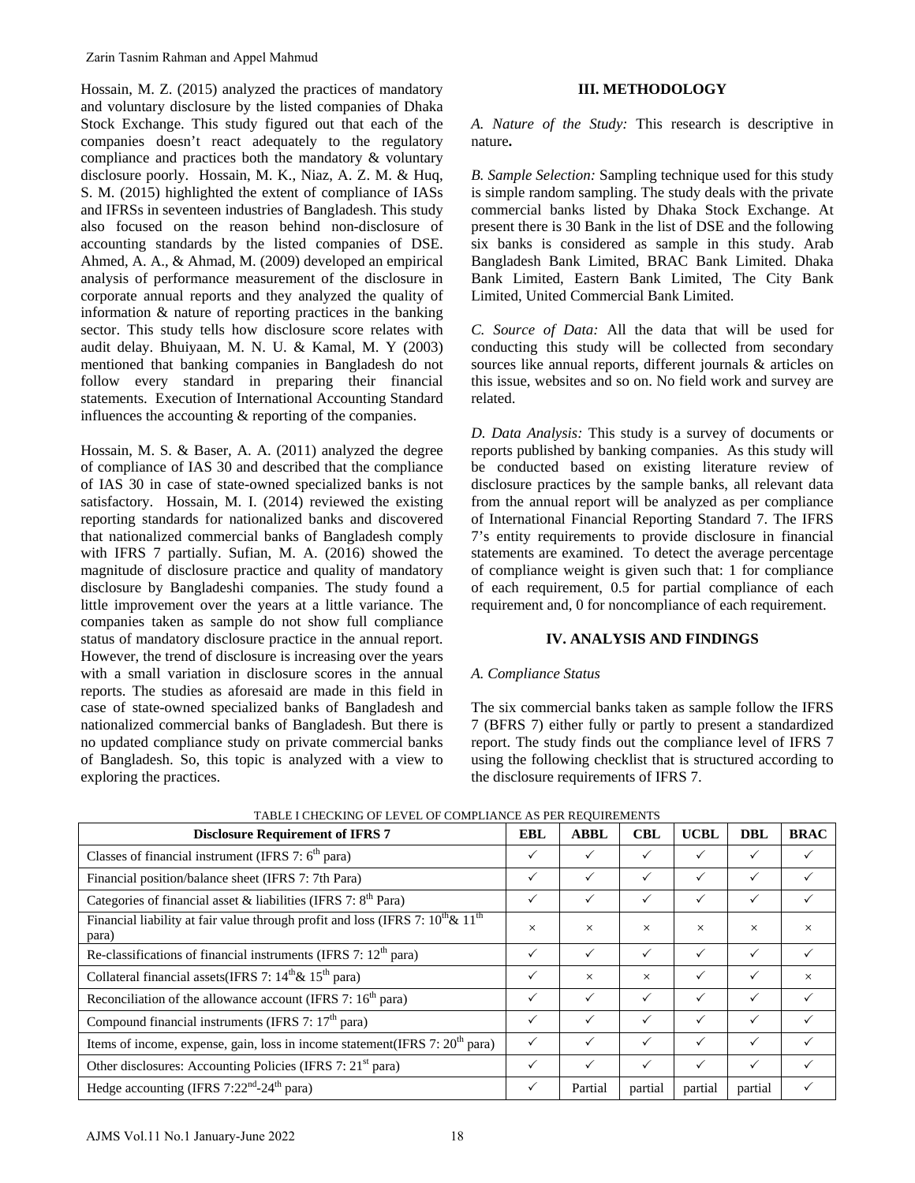Hossain, M. Z. (2015) analyzed the practices of mandatory and voluntary disclosure by the listed companies of Dhaka Stock Exchange. This study figured out that each of the companies doesn't react adequately to the regulatory compliance and practices both the mandatory & voluntary disclosure poorly. Hossain, M. K., Niaz, A. Z. M. & Huq, S. M. (2015) highlighted the extent of compliance of IASs and IFRSs in seventeen industries of Bangladesh. This study also focused on the reason behind non-disclosure of accounting standards by the listed companies of DSE. Ahmed, A. A., & Ahmad, M. (2009) developed an empirical analysis of performance measurement of the disclosure in corporate annual reports and they analyzed the quality of information & nature of reporting practices in the banking sector. This study tells how disclosure score relates with audit delay. Bhuiyaan, M. N. U. & Kamal, M. Y (2003) mentioned that banking companies in Bangladesh do not follow every standard in preparing their financial statements. Execution of International Accounting Standard influences the accounting & reporting of the companies.

Hossain, M. S. & Baser, A. A. (2011) analyzed the degree of compliance of IAS 30 and described that the compliance of IAS 30 in case of state-owned specialized banks is not satisfactory. Hossain, M. I. (2014) reviewed the existing reporting standards for nationalized banks and discovered that nationalized commercial banks of Bangladesh comply with IFRS 7 partially. Sufian, M. A. (2016) showed the magnitude of disclosure practice and quality of mandatory disclosure by Bangladeshi companies. The study found a little improvement over the years at a little variance. The companies taken as sample do not show full compliance status of mandatory disclosure practice in the annual report. However, the trend of disclosure is increasing over the years with a small variation in disclosure scores in the annual reports. The studies as aforesaid are made in this field in case of state-owned specialized banks of Bangladesh and nationalized commercial banks of Bangladesh. But there is no updated compliance study on private commercial banks of Bangladesh. So, this topic is analyzed with a view to exploring the practices.

## III. METHODOLOGY

*A. Nature of the Study:* This research is descriptive in nature**.**

*B. Sample Selection:* Sampling technique used for this study is simple random sampling. The study deals with the private commercial banks listed by Dhaka Stock Exchange. At present there is 30 Bank in the list of DSE and the following six banks is considered as sample in this study. Arab Bangladesh Bank Limited, BRAC Bank Limited. Dhaka Bank Limited, Eastern Bank Limited, The City Bank Limited, United Commercial Bank Limited.

*C. Source of Data:* All the data that will be used for conducting this study will be collected from secondary sources like annual reports, different journals & articles on this issue, websites and so on. No field work and survey are related.

*D. Data Analysis:* This study is a survey of documents or reports published by banking companies. As this study will be conducted based on existing literature review of disclosure practices by the sample banks, all relevant data from the annual report will be analyzed as per compliance of International Financial Reporting Standard 7. The IFRS 7's entity requirements to provide disclosure in financial statements are examined. To detect the average percentage of compliance weight is given such that: 1 for compliance of each requirement, 0.5 for partial compliance of each requirement and, 0 for noncompliance of each requirement.

## IV. ANALYSIS AND FINDINGS

*A. Compliance Status*

The six commercial banks taken as sample follow the IFRS 7 (BFRS 7) either fully or partly to present a standardized report. The study finds out the compliance level of IFRS 7 using the following checklist that is structured according to the disclosure requirements of IFRS 7.

TABLE I CHECKING OF LEVEL OF COMPLIANCE AS PER REQUIREMENTS

| Disclosure Requirement of IFRS 7 | EBL | ABBL | CBL | UCBL | DBL | BRAC |
|---|---|---|---|---|---|---|
| Classes of financial instrument (IFRS 7: 6th para) | ✓ | ✓ | ✓ | ✓ | ✓ | ✓ |
| Financial position/balance sheet (IFRS 7: 7th Para) | ✓ | ✓ | ✓ | ✓ | ✓ | ✓ |
| Categories of financial asset & liabilities (IFRS 7: 8th Para) | ✓ | ✓ | ✓ | ✓ | ✓ | ✓ |
| Financial liability at fair value through profit and loss (IFRS 7: 10th & 11th para) | × | × | × | × | × | × |
| Re-classifications of financial instruments (IFRS 7: 12th para) | ✓ | ✓ | ✓ | ✓ | ✓ | ✓ |
| Collateral financial assets(IFRS 7: 14th & 15th para) | ✓ | × | × | ✓ | ✓ | × |
| Reconciliation of the allowance account (IFRS 7: 16th para) | ✓ | ✓ | ✓ | ✓ | ✓ | ✓ |
| Compound financial instruments (IFRS 7: 17th para) | ✓ | ✓ | ✓ | ✓ | ✓ | ✓ |
| Items of income, expense, gain, loss in income statement(IFRS 7: 20th para) | ✓ | ✓ | ✓ | ✓ | ✓ | ✓ |
| Other disclosures: Accounting Policies (IFRS 7: 21st para) | ✓ | ✓ | ✓ | ✓ | ✓ | ✓ |
| Hedge accounting (IFRS 7:22nd-24th para) | ✓ | Partial | partial | partial | partial | ✓ |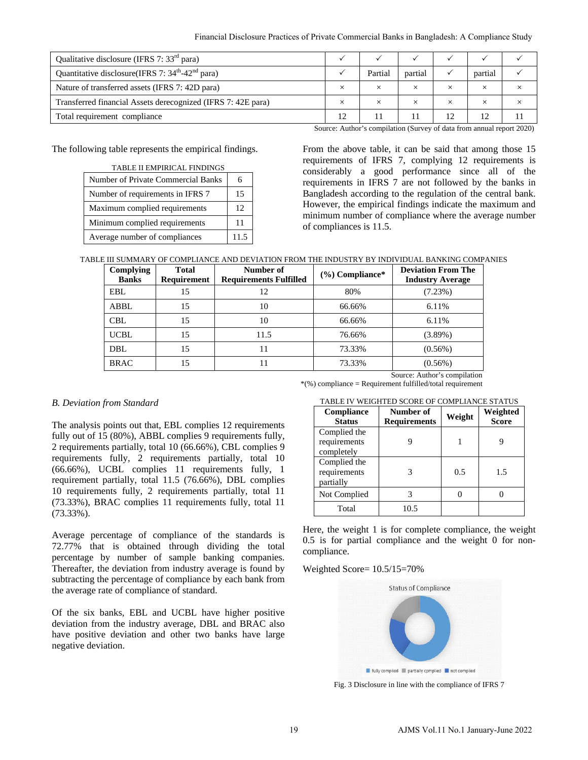| Qualitative disclosure (IFRS 7: 33rd para) | ✓ | ✓ | ✓ | ✓ | ✓ | ✓ |
|---|---|---|---|---|---|---|
| Quantitative disclosure(IFRS 7: 34th-42nd para) | ✓ | Partial | partial | ✓ | partial | ✓ |
| Nature of transferred assets (IFRS 7: 42D para) | × | × | × | × | × | × |
| Transferred financial Assets derecognized (IFRS 7: 42E para) | × | × | × | × | × | × |
| Total requirement compliance | 12 | 11 | 11 | 12 | 12 | 11 |

Source: Author's compilation (Survey of data from annual report 2020)

The following table represents the empirical findings.

TABLE II EMPIRICAL FINDINGS

| | |
|---|---|
| Number of Private Commercial Banks | 6 |
| Number of requirements in IFRS 7 | 15 |
| Maximum complied requirements | 12 |
| Minimum complied requirements | 11 |
| Average number of compliances | 11.5 |

From the above table, it can be said that among those 15 requirements of IFRS 7, complying 12 requirements is considerably a good performance since all of the requirements in IFRS 7 are not followed by the banks in Bangladesh according to the regulation of the central bank. However, the empirical findings indicate the maximum and minimum number of compliance where the average number of compliances is 11.5.

TABLE III SUMMARY OF COMPLIANCE AND DEVIATION FROM THE INDUSTRY BY INDIVIDUAL BANKING COMPANIES

| Complying Banks | Total Requirement | Number of Requirements Fulfilled | (%) Compliance* | Deviation From The Industry Average |
|---|---|---|---|---|
| EBL | 15 | 12 | 80% | (7.23%) |
| ABBL | 15 | 10 | 66.66% | 6.11% |
| CBL | 15 | 10 | 66.66% | 6.11% |
| UCBL | 15 | 11.5 | 76.66% | (3.89%) |
| DBL | 15 | 11 | 73.33% | (0.56%) |
| BRAC | 15 | 11 | 73.33% | (0.56%) |

Source: Author's compilation

*(%) compliance = Requirement fulfilled/total requirement

### *B. Deviation from Standard*

The analysis points out that, EBL complies 12 requirements fully out of 15 (80%), ABBL complies 9 requirements fully, 2 requirements partially, total 10 (66.66%), CBL complies 9 requirements fully, 2 requirements partially, total 10 (66.66%), UCBL complies 11 requirements fully, 1 requirement partially, total 11.5 (76.66%), DBL complies 10 requirements fully, 2 requirements partially, total 11 (73.33%), BRAC complies 11 requirements fully, total 11 (73.33%).

Average percentage of compliance of the standards is 72.77% that is obtained through dividing the total percentage by number of sample banking companies. Thereafter, the deviation from industry average is found by subtracting the percentage of compliance by each bank from the average rate of compliance of standard.

Of the six banks, EBL and UCBL have higher positive deviation from the industry average, DBL and BRAC also have positive deviation and other two banks have large negative deviation.

TABLE IV WEIGHTED SCORE OF COMPLIANCE STATUS

| Compliance Status | Number of Requirements | Weight | Weighted Score |
|---|---|---|---|
| Complied the requirements completely | 9 | 1 | 9 |
| Complied the requirements partially | 3 | 0.5 | 1.5 |
| Not Complied | 3 | 0 | 0 |
| Total | 10.5 | | |

Here, the weight 1 is for complete compliance, the weight 0.5 is for partial compliance and the weight 0 for non-compliance.

Weighted Score= 10.5/15=70%

Fig. 3 Disclosure in line with the compliance of IFRS 7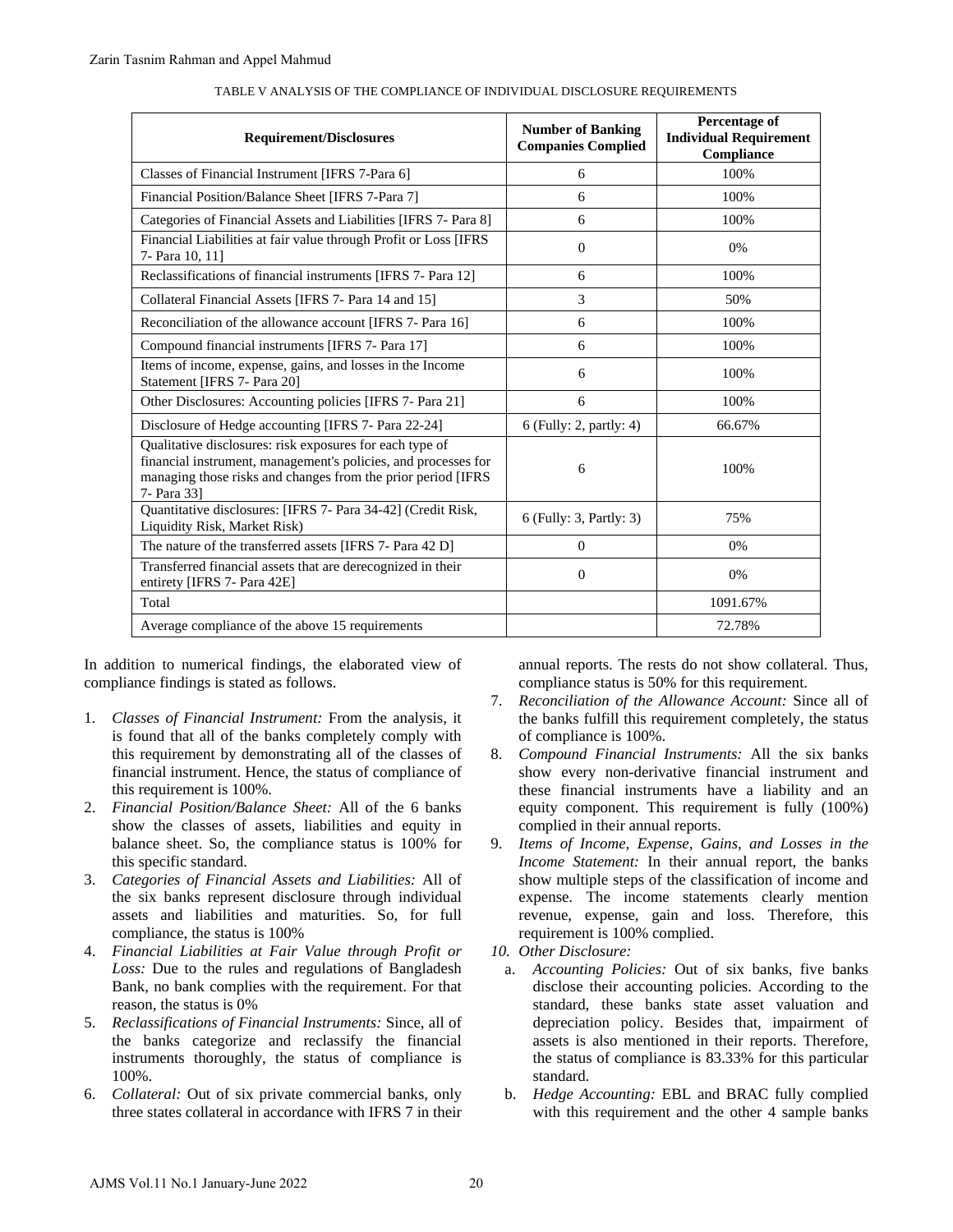TABLE V ANALYSIS OF THE COMPLIANCE OF INDIVIDUAL DISCLOSURE REQUIREMENTS

| Requirement/Disclosures | Number of Banking Companies Complied | Percentage of Individual Requirement Compliance |
|---|---|---|
| Classes of Financial Instrument [IFRS 7-Para 6] | 6 | 100% |
| Financial Position/Balance Sheet [IFRS 7-Para 7] | 6 | 100% |
| Categories of Financial Assets and Liabilities [IFRS 7- Para 8] | 6 | 100% |
| Financial Liabilities at fair value through Profit or Loss [IFRS 7- Para 10, 11] | 0 | 0% |
| Reclassifications of financial instruments [IFRS 7- Para 12] | 6 | 100% |
| Collateral Financial Assets [IFRS 7- Para 14 and 15] | 3 | 50% |
| Reconciliation of the allowance account [IFRS 7- Para 16] | 6 | 100% |
| Compound financial instruments [IFRS 7- Para 17] | 6 | 100% |
| Items of income, expense, gains, and losses in the Income Statement [IFRS 7- Para 20] | 6 | 100% |
| Other Disclosures: Accounting policies [IFRS 7- Para 21] | 6 | 100% |
| Disclosure of Hedge accounting [IFRS 7- Para 22-24] | 6 (Fully: 2, partly: 4) | 66.67% |
| Qualitative disclosures: risk exposures for each type of financial instrument, management's policies, and processes for managing those risks and changes from the prior period [IFRS 7- Para 33] | 6 | 100% |
| Quantitative disclosures: [IFRS 7- Para 34-42] (Credit Risk, Liquidity Risk, Market Risk) | 6 (Fully: 3, Partly: 3) | 75% |
| The nature of the transferred assets [IFRS 7- Para 42 D] | 0 | 0% |
| Transferred financial assets that are derecognized in their entirety [IFRS 7- Para 42E] | 0 | 0% |
| Total | | 1091.67% |
| Average compliance of the above 15 requirements | | 72.78% |

In addition to numerical findings, the elaborated view of compliance findings is stated as follows.

1. *Classes of Financial Instrument:* From the analysis, it is found that all of the banks completely comply with this requirement by demonstrating all of the classes of financial instrument. Hence, the status of compliance of this requirement is 100%.
2. *Financial Position/Balance Sheet:* All of the 6 banks show the classes of assets, liabilities and equity in balance sheet. So, the compliance status is 100% for this specific standard.
3. *Categories of Financial Assets and Liabilities:* All of the six banks represent disclosure through individual assets and liabilities and maturities. So, for full compliance, the status is 100%
4. *Financial Liabilities at Fair Value through Profit or Loss:* Due to the rules and regulations of Bangladesh Bank, no bank complies with the requirement. For that reason, the status is 0%
5. *Reclassifications of Financial Instruments:* Since, all of the banks categorize and reclassify the financial instruments thoroughly, the status of compliance is 100%.
6. *Collateral:* Out of six private commercial banks, only three states collateral in accordance with IFRS 7 in their annual reports. The rests do not show collateral. Thus, compliance status is 50% for this requirement.
7. *Reconciliation of the Allowance Account:* Since all of the banks fulfill this requirement completely, the status of compliance is 100%.
8. *Compound Financial Instruments:* All the six banks show every non-derivative financial instrument and these financial instruments have a liability and an equity component. This requirement is fully (100%) complied in their annual reports.
9. *Items of Income, Expense, Gains, and Losses in the Income Statement:* In their annual report, the banks show multiple steps of the classification of income and expense. The income statements clearly mention revenue, expense, gain and loss. Therefore, this requirement is 100% complied.
10. *Other Disclosure:*
    a. *Accounting Policies:* Out of six banks, five banks disclose their accounting policies. According to the standard, these banks state asset valuation and depreciation policy. Besides that, impairment of assets is also mentioned in their reports. Therefore, the status of compliance is 83.33% for this particular standard.
    b. *Hedge Accounting:* EBL and BRAC fully complied with this requirement and the other 4 sample banks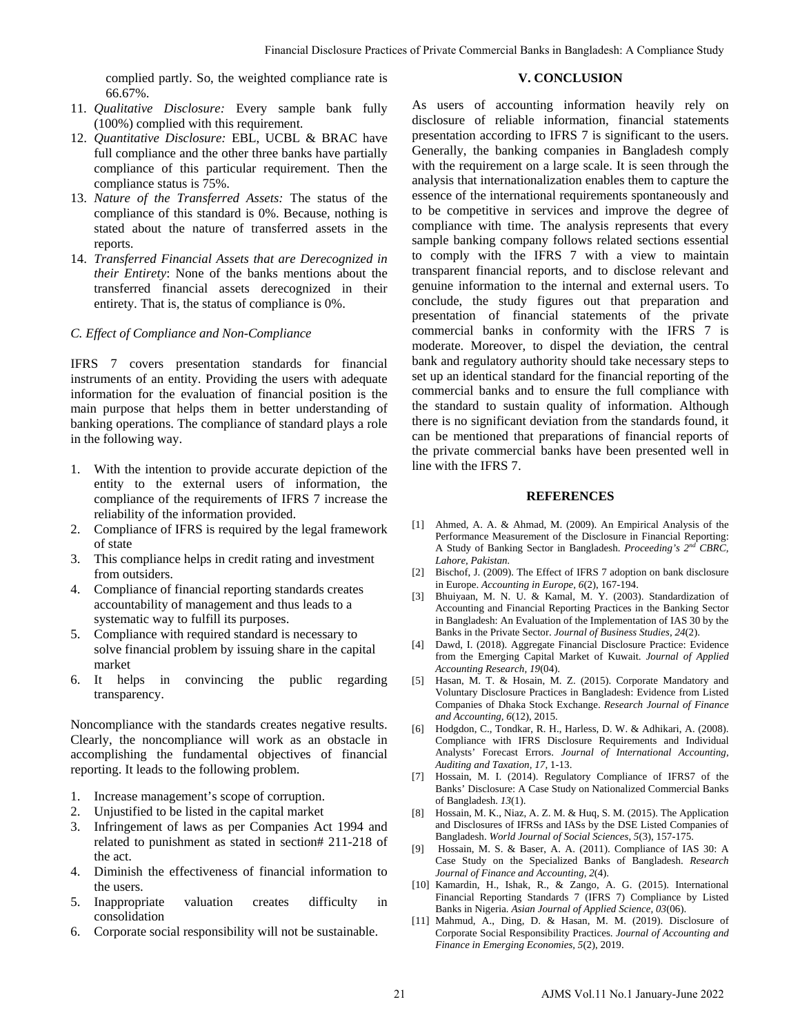complied partly. So, the weighted compliance rate is 66.67%.

11. *Qualitative Disclosure:* Every sample bank fully (100%) complied with this requirement.
12. *Quantitative Disclosure:* EBL, UCBL & BRAC have full compliance and the other three banks have partially compliance of this particular requirement. Then the compliance status is 75%.
13. *Nature of the Transferred Assets:* The status of the compliance of this standard is 0%. Because, nothing is stated about the nature of transferred assets in the reports.
14. *Transferred Financial Assets that are Derecognized in their Entirety*: None of the banks mentions about the transferred financial assets derecognized in their entirety. That is, the status of compliance is 0%.

### *C. Effect of Compliance and Non-Compliance*

IFRS 7 covers presentation standards for financial instruments of an entity. Providing the users with adequate information for the evaluation of financial position is the main purpose that helps them in better understanding of banking operations. The compliance of standard plays a role in the following way.

1. With the intention to provide accurate depiction of the entity to the external users of information, the compliance of the requirements of IFRS 7 increase the reliability of the information provided.
2. Compliance of IFRS is required by the legal framework of state
3. This compliance helps in credit rating and investment from outsiders.
4. Compliance of financial reporting standards creates accountability of management and thus leads to a systematic way to fulfill its purposes.
5. Compliance with required standard is necessary to solve financial problem by issuing share in the capital market
6. It helps in convincing the public regarding transparency.

Noncompliance with the standards creates negative results. Clearly, the noncompliance will work as an obstacle in accomplishing the fundamental objectives of financial reporting. It leads to the following problem.

1. Increase management's scope of corruption.
2. Unjustified to be listed in the capital market
3. Infringement of laws as per Companies Act 1994 and related to punishment as stated in section# 211-218 of the act.
4. Diminish the effectiveness of financial information to the users.
5. Inappropriate valuation creates difficulty in consolidation
6. Corporate social responsibility will not be sustainable.

## V. CONCLUSION

As users of accounting information heavily rely on disclosure of reliable information, financial statements presentation according to IFRS 7 is significant to the users. Generally, the banking companies in Bangladesh comply with the requirement on a large scale. It is seen through the analysis that internationalization enables them to capture the essence of the international requirements spontaneously and to be competitive in services and improve the degree of compliance with time. The analysis represents that every sample banking company follows related sections essential to comply with the IFRS 7 with a view to maintain transparent financial reports, and to disclose relevant and genuine information to the internal and external users. To conclude, the study figures out that preparation and presentation of financial statements of the private commercial banks in conformity with the IFRS 7 is moderate. Moreover, to dispel the deviation, the central bank and regulatory authority should take necessary steps to set up an identical standard for the financial reporting of the commercial banks and to ensure the full compliance with the standard to sustain quality of information. Although there is no significant deviation from the standards found, it can be mentioned that preparations of financial reports of the private commercial banks have been presented well in line with the IFRS 7.

## REFERENCES

[1] Ahmed, A. A. & Ahmad, M. (2009). An Empirical Analysis of the Performance Measurement of the Disclosure in Financial Reporting: A Study of Banking Sector in Bangladesh. *Proceeding's 2nd CBRC, Lahore, Pakistan*.

[2] Bischof, J. (2009). The Effect of IFRS 7 adoption on bank disclosure in Europe. *Accounting in Europe, 6*(2), 167-194.

[3] Bhuiyaan, M. N. U. & Kamal, M. Y. (2003). Standardization of Accounting and Financial Reporting Practices in the Banking Sector in Bangladesh: An Evaluation of the Implementation of IAS 30 by the Banks in the Private Sector. *Journal of Business Studies, 24*(2).

[4] Dawd, I. (2018). Aggregate Financial Disclosure Practice: Evidence from the Emerging Capital Market of Kuwait. *Journal of Applied Accounting Research, 19*(04).

[5] Hasan, M. T. & Hosain, M. Z. (2015). Corporate Mandatory and Voluntary Disclosure Practices in Bangladesh: Evidence from Listed Companies of Dhaka Stock Exchange. *Research Journal of Finance and Accounting, 6*(12), 2015.

[6] Hodgdon, C., Tondkar, R. H., Harless, D. W. & Adhikari, A. (2008). Compliance with IFRS Disclosure Requirements and Individual Analysts' Forecast Errors. *Journal of International Accounting, Auditing and Taxation, 17*, 1-13.

[7] Hossain, M. I. (2014). Regulatory Compliance of IFRS7 of the Banks' Disclosure: A Case Study on Nationalized Commercial Banks of Bangladesh. *13*(1).

[8] Hossain, M. K., Niaz, A. Z. M. & Huq, S. M. (2015). The Application and Disclosures of IFRSs and IASs by the DSE Listed Companies of Bangladesh. *World Journal of Social Sciences, 5*(3), 157-175.

[9] Hossain, M. S. & Baser, A. A. (2011). Compliance of IAS 30: A Case Study on the Specialized Banks of Bangladesh. *Research Journal of Finance and Accounting, 2*(4).

[10] Kamardin, H., Ishak, R., & Zango, A. G. (2015). International Financial Reporting Standards 7 (IFRS 7) Compliance by Listed Banks in Nigeria. *Asian Journal of Applied Science, 03*(06).

[11] Mahmud, A., Ding, D. & Hasan, M. M. (2019). Disclosure of Corporate Social Responsibility Practices. *Journal of Accounting and Finance in Emerging Economies, 5*(2), 2019.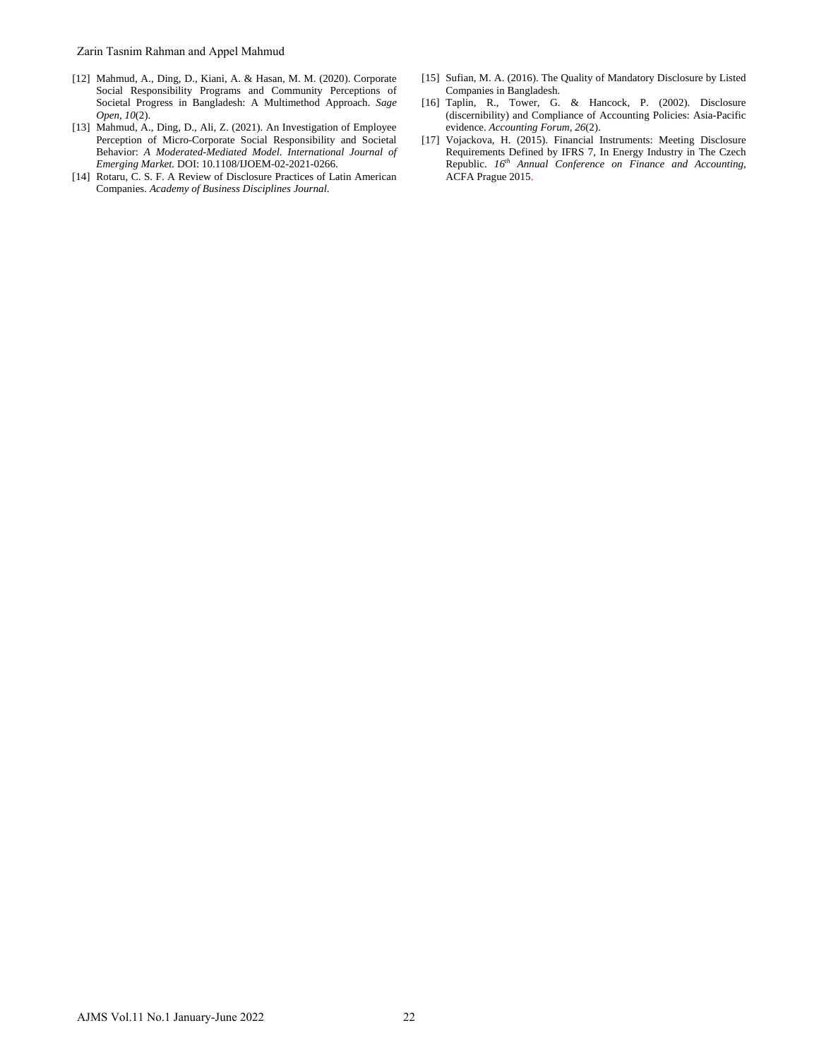[12] Mahmud, A., Ding, D., Kiani, A. & Hasan, M. M. (2020). Corporate Social Responsibility Programs and Community Perceptions of Societal Progress in Bangladesh: A Multimethod Approach. *Sage Open*, *10*(2).

[13] Mahmud, A., Ding, D., Ali, Z. (2021). An Investigation of Employee Perception of Micro-Corporate Social Responsibility and Societal Behavior: *A Moderated-Mediated Model. International Journal of Emerging Market.* DOI: 10.1108/IJOEM-02-2021-0266.

[14] Rotaru, C. S. F. A Review of Disclosure Practices of Latin American Companies. *Academy of Business Disciplines Journal.*

[15] Sufian, M. A. (2016). The Quality of Mandatory Disclosure by Listed Companies in Bangladesh.

[16] Taplin, R., Tower, G. & Hancock, P. (2002). Disclosure (discernibility) and Compliance of Accounting Policies: Asia-Pacific evidence. *Accounting Forum*, *26*(2).

[17] Vojackova, H. (2015). Financial Instruments: Meeting Disclosure Requirements Defined by IFRS 7, In Energy Industry in The Czech Republic. *16th Annual Conference on Finance and Accounting*, ACFA Prague 2015.